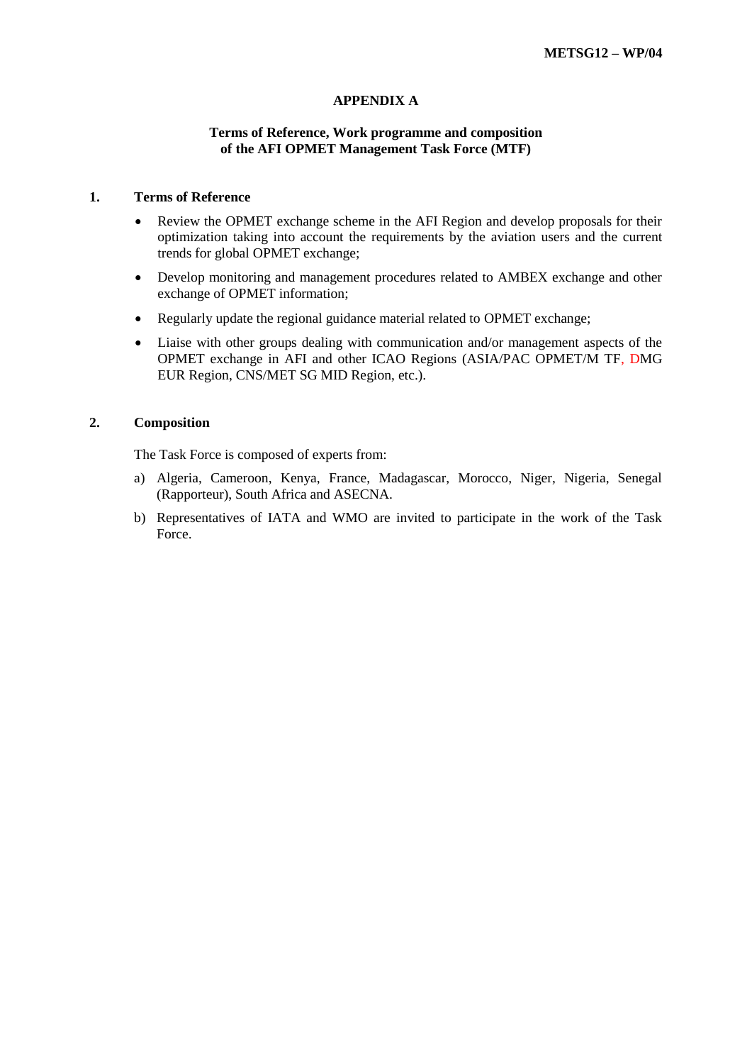**METSG12 – WP/04**

# APPENDIX A

## Terms of Reference, Work programme and composition of the AFI OPMET Management Task Force (MTF)

### 1. Terms of Reference

- Review the OPMET exchange scheme in the AFI Region and develop proposals for their optimization taking into account the requirements by the aviation users and the current trends for global OPMET exchange;
- Develop monitoring and management procedures related to AMBEX exchange and other exchange of OPMET information;
- Regularly update the regional guidance material related to OPMET exchange;
- Liaise with other groups dealing with communication and/or management aspects of the OPMET exchange in AFI and other ICAO Regions (ASIA/PAC OPMET/M TF, DMG EUR Region, CNS/MET SG MID Region, etc.).

### 2. Composition

The Task Force is composed of experts from:

a) Algeria, Cameroon, Kenya, France, Madagascar, Morocco, Niger, Nigeria, Senegal (Rapporteur), South Africa and ASECNA.

b) Representatives of IATA and WMO are invited to participate in the work of the Task Force.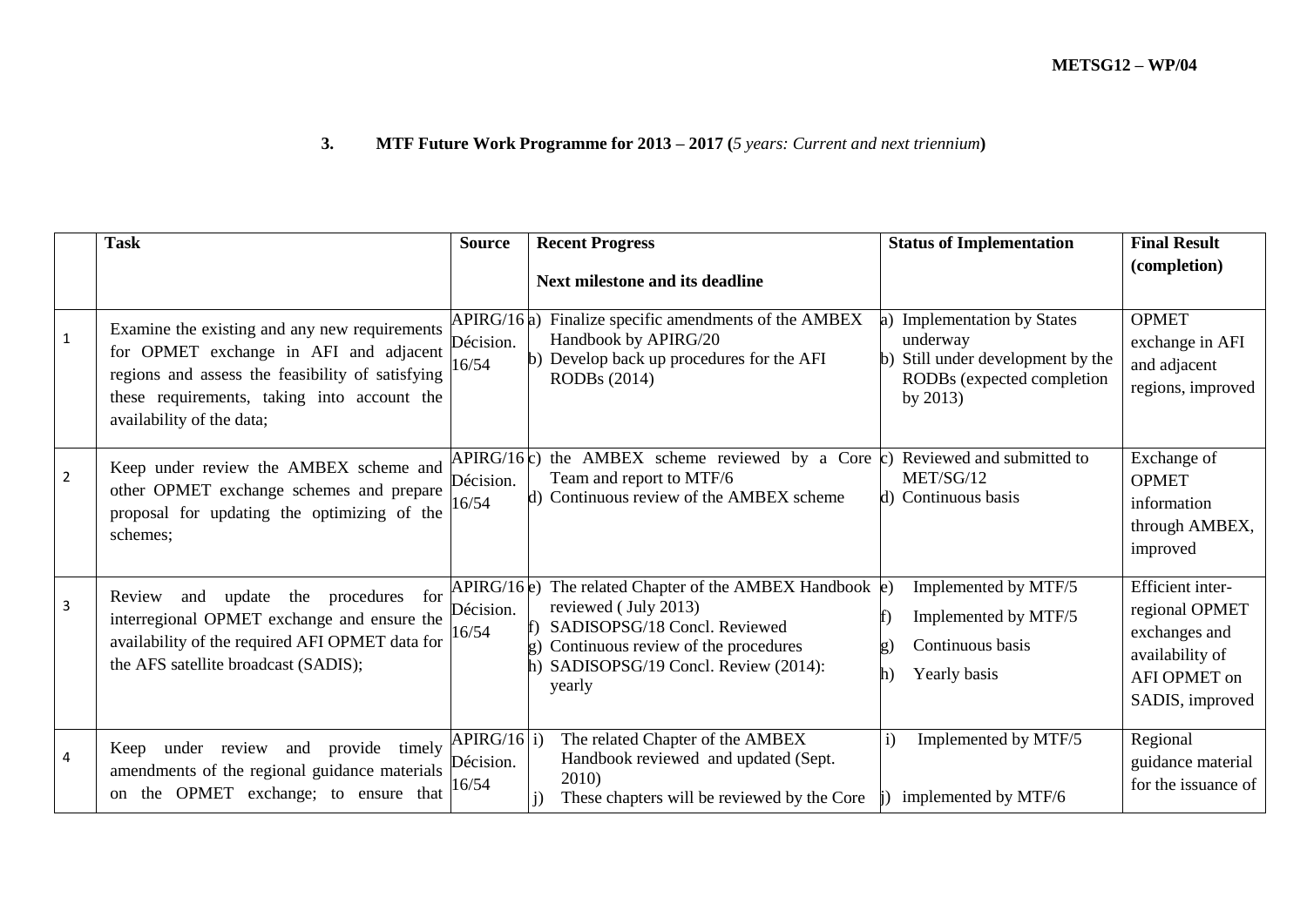### 3. MTF Future Work Programme for 2013 – 2017 (*5 years: Current and next triennium*)

| | Task | Source | Recent Progress<br><br>Next milestone and its deadline | Status of Implementation | Final Result (completion) |
|---|---|---|---|---|---|
| 1 | Examine the existing and any new requirements for OPMET exchange in AFI and adjacent regions and assess the feasibility of satisfying these requirements, taking into account the availability of the data; | APIRG/16 Décision. 16/54 | a) Finalize specific amendments of the AMBEX Handbook by APIRG/20<br>b) Develop back up procedures for the AFI RODBs (2014) | a) Implementation by States underway<br>b) Still under development by the RODBs (expected completion by 2013) | OPMET exchange in AFI and adjacent regions, improved |
| 2 | Keep under review the AMBEX scheme and other OPMET exchange schemes and prepare proposal for updating the optimizing of the schemes; | APIRG/16 Décision. 16/54 | c) the AMBEX scheme reviewed by a Core Team and report to MTF/6<br>d) Continuous review of the AMBEX scheme | c) Reviewed and submitted to MET/SG/12<br>d) Continuous basis | Exchange of OPMET information through AMBEX, improved |
| 3 | Review and update the procedures for interregional OPMET exchange and ensure the availability of the required AFI OPMET data for the AFS satellite broadcast (SADIS); | APIRG/16 Décision. 16/54 | e) The related Chapter of the AMBEX Handbook reviewed ( July 2013)<br>f) SADISOPSG/18 Concl. Reviewed<br>g) Continuous review of the procedures<br>h) SADISOPSG/19 Concl. Review (2014): yearly | e) Implemented by MTF/5<br>f) Implemented by MTF/5<br>g) Continuous basis<br>h) Yearly basis | Efficient inter-regional OPMET exchanges and availability of AFI OPMET on SADIS, improved |
| 4 | Keep under review and provide timely amendments of the regional guidance materials on the OPMET exchange; to ensure that | APIRG/16 Décision. 16/54 | i) The related Chapter of the AMBEX Handbook reviewed and updated (Sept. 2010)<br>j) These chapters will be reviewed by the Core | i) Implemented by MTF/5<br>j) implemented by MTF/6 | Regional guidance material for the issuance of |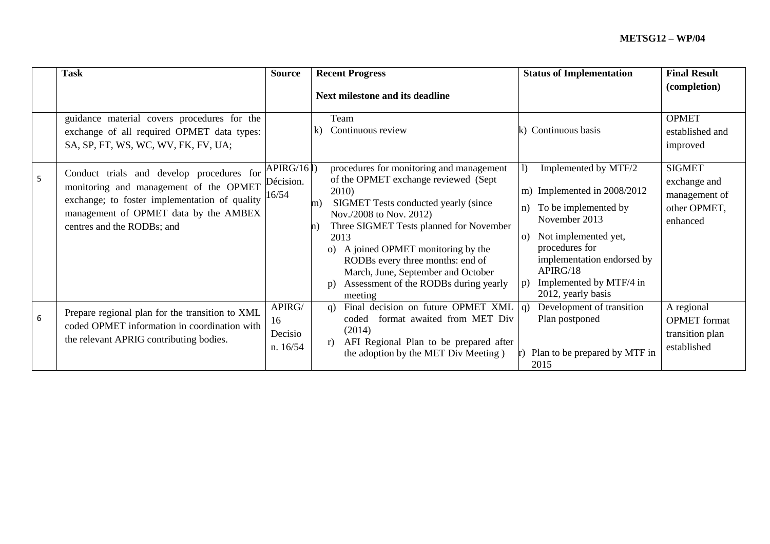|  | Task | Source | Recent Progress<br><br>Next milestone and its deadline | Status of Implementation | Final Result (completion) |
|---|---|---|---|---|---|
|  | guidance material covers procedures for the exchange of all required OPMET data types: SA, SP, FT, WS, WC, WV, FK, FV, UA; |  | Team<br>k) Continuous review | k) Continuous basis | OPMET established and improved |
| 5 | Conduct trials and develop procedures for monitoring and management of the OPMET exchange; to foster implementation of quality management of OPMET data by the AMBEX centres and the RODBs; and | APIRG/16 Décision. 16/54 | l) procedures for monitoring and management of the OPMET exchange reviewed (Sept 2010)<br>m) SIGMET Tests conducted yearly (since Nov./2008 to Nov. 2012)<br>n) Three SIGMET Tests planned for November 2013<br>o) A joined OPMET monitoring by the RODBs every three months: end of March, June, September and October<br>p) Assessment of the RODBs during yearly meeting | l) Implemented by MTF/2<br>m) Implemented in 2008/2012<br>n) To be implemented by November 2013<br>o) Not implemented yet, procedures for implementation endorsed by APIRG/18<br>p) Implemented by MTF/4 in 2012, yearly basis | SIGMET exchange and management of other OPMET, enhanced |
| 6 | Prepare regional plan for the transition to XML coded OPMET information in coordination with the relevant APRIG contributing bodies. | APIRG/ 16 Decision. 16/54 | q) Final decision on future OPMET XML coded format awaited from MET Div (2014)<br>r) AFI Regional Plan to be prepared after the adoption by the MET Div Meeting ) | q) Development of transition Plan postponed<br>r) Plan to be prepared by MTF in 2015 | A regional OPMET format transition plan established |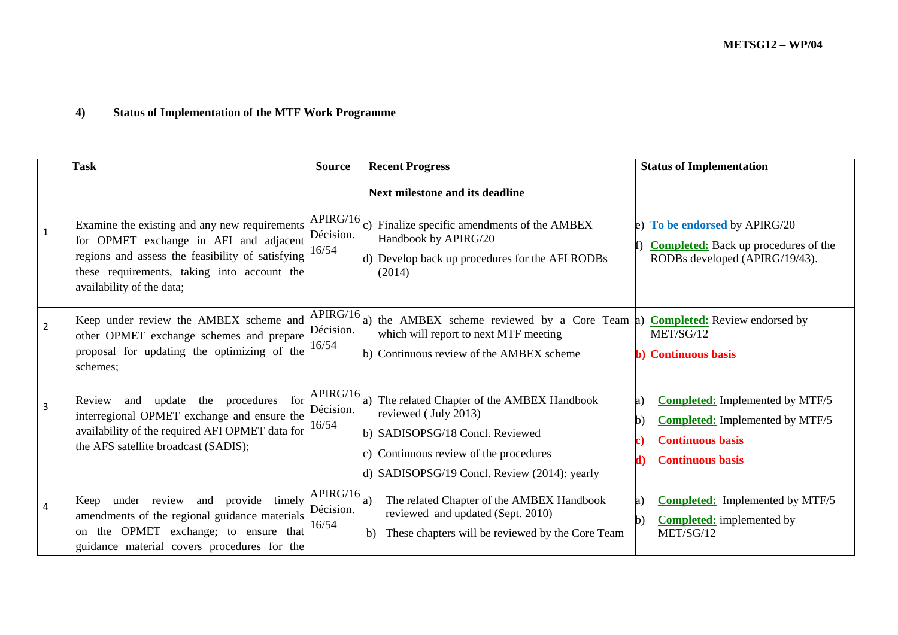### 4) Status of Implementation of the MTF Work Programme

| | Task | Source | Recent Progress<br><br>Next milestone and its deadline | Status of Implementation |
|---|---|---|---|---|
| 1 | Examine the existing and any new requirements for OPMET exchange in AFI and adjacent regions and assess the feasibility of satisfying these requirements, taking into account the availability of the data; | APIRG/16 Décision. 16/54 | c) Finalize specific amendments of the AMBEX Handbook by APIRG/20<br>d) Develop back up procedures for the AFI RODBs (2014) | e) **To be endorsed** by APIRG/20<br>f) **Completed:** Back up procedures of the RODBs developed (APIRG/19/43). |
| 2 | Keep under review the AMBEX scheme and other OPMET exchange schemes and prepare proposal for updating the optimizing of the schemes; | APIRG/16 Décision. 16/54 | a) the AMBEX scheme reviewed by a Core Team which will report to next MTF meeting<br>b) Continuous review of the AMBEX scheme | a) **Completed:** Review endorsed by MET/SG/12<br>**b) Continuous basis** |
| 3 | Review and update the procedures for interregional OPMET exchange and ensure the availability of the required AFI OPMET data for the AFS satellite broadcast (SADIS); | APIRG/16 Décision. 16/54 | a) The related Chapter of the AMBEX Handbook reviewed ( July 2013)<br>b) SADISOPSG/18 Concl. Reviewed<br>c) Continuous review of the procedures<br>d) SADISOPSG/19 Concl. Review (2014): yearly | a) **Completed:** Implemented by MTF/5<br>b) **Completed:** Implemented by MTF/5<br>**c) Continuous basis**<br>**d) Continuous basis** |
| 4 | Keep under review and provide timely amendments of the regional guidance materials on the OPMET exchange; to ensure that guidance material covers procedures for the | APIRG/16 Décision. 16/54 | a) The related Chapter of the AMBEX Handbook reviewed and updated (Sept. 2010)<br>b) These chapters will be reviewed by the Core Team | a) **Completed:** Implemented by MTF/5<br>b) **Completed:** implemented by MET/SG/12 |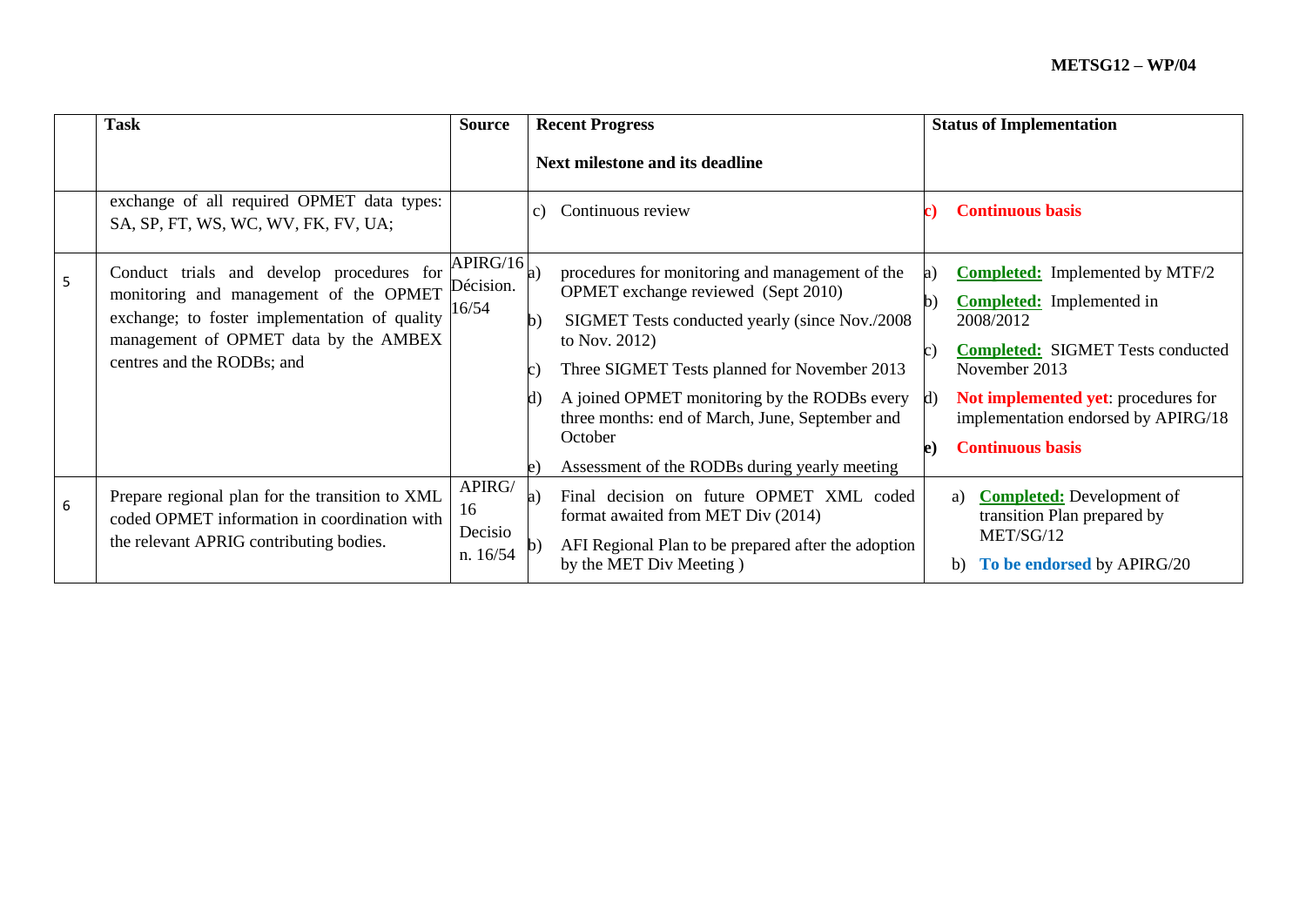| | Task | Source | Recent Progress<br><br>Next milestone and its deadline | Status of Implementation |
|---|---|---|---|---|
| | exchange of all required OPMET data types: SA, SP, FT, WS, WC, WV, FK, FV, UA; | | c) Continuous review | **c) Continuous basis** |
| 5 | Conduct trials and develop procedures for monitoring and management of the OPMET exchange; to foster implementation of quality management of OPMET data by the AMBEX centres and the RODBs; and | APIRG/16 Décision. 16/54 | a) procedures for monitoring and management of the OPMET exchange reviewed (Sept 2010)<br>b) SIGMET Tests conducted yearly (since Nov./2008 to Nov. 2012)<br>c) Three SIGMET Tests planned for November 2013<br>d) A joined OPMET monitoring by the RODBs every three months: end of March, June, September and October<br>e) Assessment of the RODBs during yearly meeting | a) **Completed:** Implemented by MTF/2<br>b) **Completed:** Implemented in 2008/2012<br>c) **Completed:** SIGMET Tests conducted November 2013<br>d) **Not implemented yet**: procedures for implementation endorsed by APIRG/18<br>**e) Continuous basis** |
| 6 | Prepare regional plan for the transition to XML coded OPMET information in coordination with the relevant APRIG contributing bodies. | APIRG/ 16 Decision. 16/54 | a) Final decision on future OPMET XML coded format awaited from MET Div (2014)<br>b) AFI Regional Plan to be prepared after the adoption by the MET Div Meeting ) | a) **Completed:** Development of transition Plan prepared by MET/SG/12<br>b) **To be endorsed** by APIRG/20 |